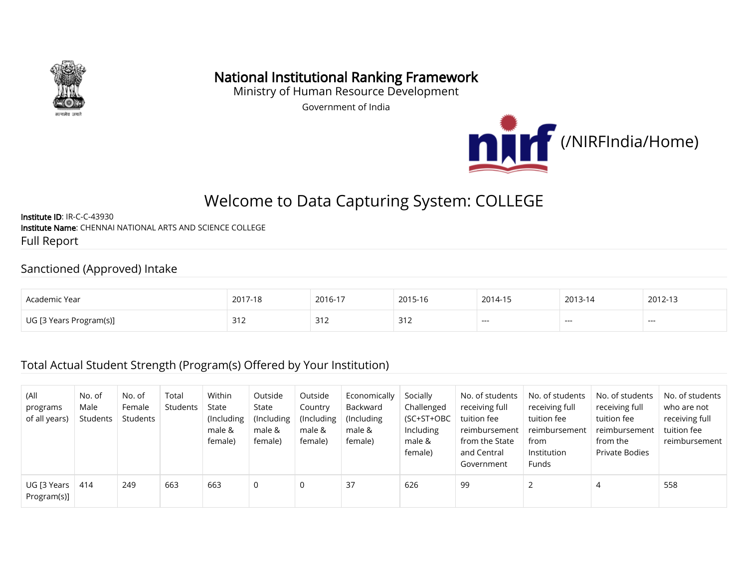# National Institutional Ranking Framework

Ministry of Human Resource Development

Government of India

(/NIRFIndia/Home)

## Welcome to Data Capturing System: COLLEGE

**Institute ID**: IR-C-C-43930

**Institute Name**: CHENNAI NATIONAL ARTS AND SCIENCE COLLEGE

Full Report

### Sanctioned (Approved) Intake

| Academic Year | 2017-18 | 2016-17 | 2015-16 | 2014-15 | 2013-14 | 2012-13 |
|---|---|---|---|---|---|---|
| UG [3 Years Program(s)] | 312 | 312 | 312 | --- | --- | --- |

### Total Actual Student Strength (Program(s) Offered by Your Institution)

| (All programs of all years) | No. of Male Students | No. of Female Students | Total Students | Within State (Including male & female) | Outside State (Including male & female) | Outside Country (Including male & female) | Economically Backward (Including male & female) | Socially Challenged (SC+ST+OBC Including male & female) | No. of students receiving full tuition fee reimbursement from the State and Central Government | No. of students receiving full tuition fee reimbursement from Institution Funds | No. of students receiving full tuition fee reimbursement from the Private Bodies | No. of students who are not receiving full tuition fee reimbursement |
|---|---|---|---|---|---|---|---|---|---|---|---|---|
| UG [3 Years Program(s)] | 414 | 249 | 663 | 663 | 0 | 0 | 37 | 626 | 99 | 2 | 4 | 558 |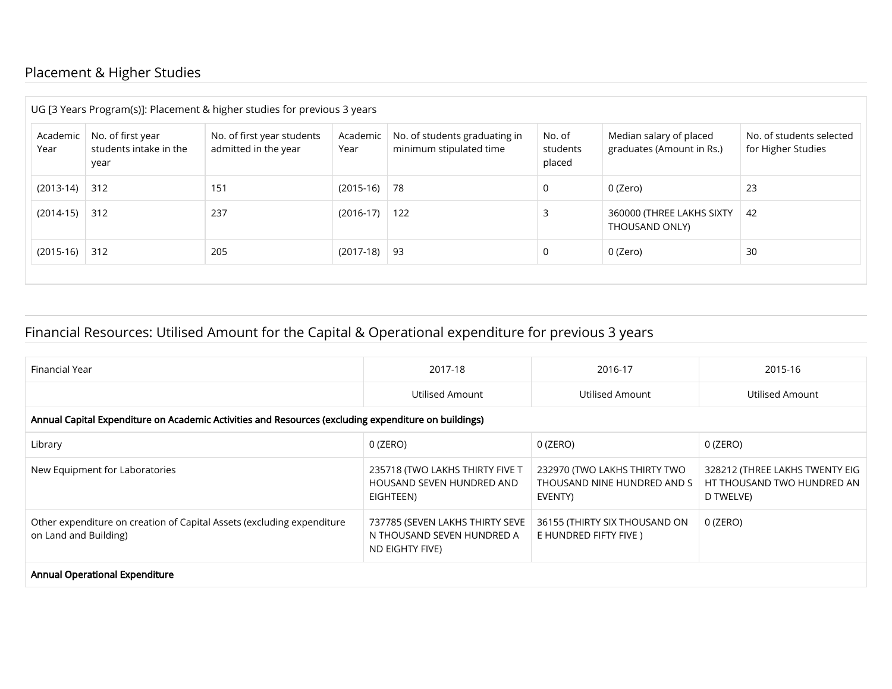## Placement & Higher Studies

UG [3 Years Program(s)]: Placement & higher studies for previous 3 years

| Academic Year | No. of first year students intake in the year | No. of first year students admitted in the year | Academic Year | No. of students graduating in minimum stipulated time | No. of students placed | Median salary of placed graduates (Amount in Rs.) | No. of students selected for Higher Studies |
|---|---|---|---|---|---|---|---|
| (2013-14) | 312 | 151 | (2015-16) | 78 | 0 | 0 (Zero) | 23 |
| (2014-15) | 312 | 237 | (2016-17) | 122 | 3 | 360000 (THREE LAKHS SIXTY THOUSAND ONLY) | 42 |
| (2015-16) | 312 | 205 | (2017-18) | 93 | 0 | 0 (Zero) | 30 |

## Financial Resources: Utilised Amount for the Capital & Operational expenditure for previous 3 years

| Financial Year | 2017-18 | 2016-17 | 2015-16 |
|---|---|---|---|
| | Utilised Amount | Utilised Amount | Utilised Amount |
| **Annual Capital Expenditure on Academic Activities and Resources (excluding expenditure on buildings)** | | | |
| Library | 0 (ZERO) | 0 (ZERO) | 0 (ZERO) |
| New Equipment for Laboratories | 235718 (TWO LAKHS THIRTY FIVE THOUSAND SEVEN HUNDRED AND EIGHTEEN) | 232970 (TWO LAKHS THIRTY TWO THOUSAND NINE HUNDRED AND SEVENTY) | 328212 (THREE LAKHS TWENTY EIGHT THOUSAND TWO HUNDRED AND TWELVE) |
| Other expenditure on creation of Capital Assets (excluding expenditure on Land and Building) | 737785 (SEVEN LAKHS THIRTY SEVEN THOUSAND SEVEN HUNDRED AND EIGHTY FIVE) | 36155 (THIRTY SIX THOUSAND ONE HUNDRED FIFTY FIVE ) | 0 (ZERO) |
| **Annual Operational Expenditure** | | | |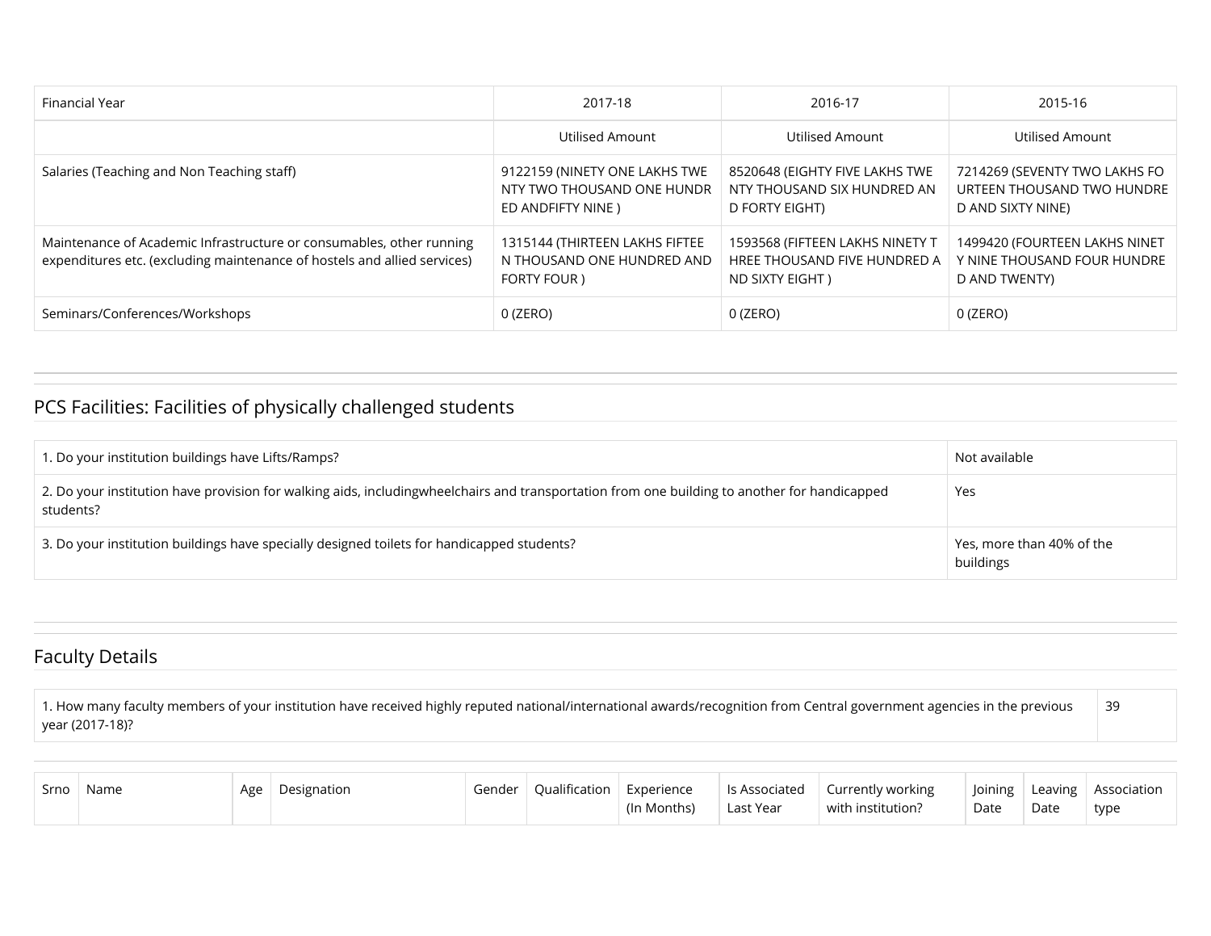| Financial Year | 2017-18 | 2016-17 | 2015-16 |
|---|---|---|---|
| | Utilised Amount | Utilised Amount | Utilised Amount |
| Salaries (Teaching and Non Teaching staff) | 9122159 (NINETY ONE LAKHS TWENTY TWO THOUSAND ONE HUNDRED ANDFIFTY NINE ) | 8520648 (EIGHTY FIVE LAKHS TWENTY THOUSAND SIX HUNDRED AND FORTY EIGHT) | 7214269 (SEVENTY TWO LAKHS FOURTEEN THOUSAND TWO HUNDRED AND SIXTY NINE) |
| Maintenance of Academic Infrastructure or consumables, other running expenditures etc. (excluding maintenance of hostels and allied services) | 1315144 (THIRTEEN LAKHS FIFTEEN THOUSAND ONE HUNDRED AND FORTY FOUR ) | 1593568 (FIFTEEN LAKHS NINETY THREE THOUSAND FIVE HUNDRED AND SIXTY EIGHT ) | 1499420 (FOURTEEN LAKHS NINETY NINE THOUSAND FOUR HUNDRED AND TWENTY) |
| Seminars/Conferences/Workshops | 0 (ZERO) | 0 (ZERO) | 0 (ZERO) |

## PCS Facilities: Facilities of physically challenged students

| | |
|---|---|
| 1. Do your institution buildings have Lifts/Ramps? | Not available |
| 2. Do your institution have provision for walking aids, includingwheelchairs and transportation from one building to another for handicapped students? | Yes |
| 3. Do your institution buildings have specially designed toilets for handicapped students? | Yes, more than 40% of the buildings |

## Faculty Details

| | |
|---|---|
| 1. How many faculty members of your institution have received highly reputed national/international awards/recognition from Central government agencies in the previous year (2017-18)? | 39 |

| Srno | Name | Age | Designation | Gender | Qualification | Experience (In Months) | Is Associated Last Year | Currently working with institution? | Joining Date | Leaving Date | Association type |
|---|---|---|---|---|---|---|---|---|---|---|---|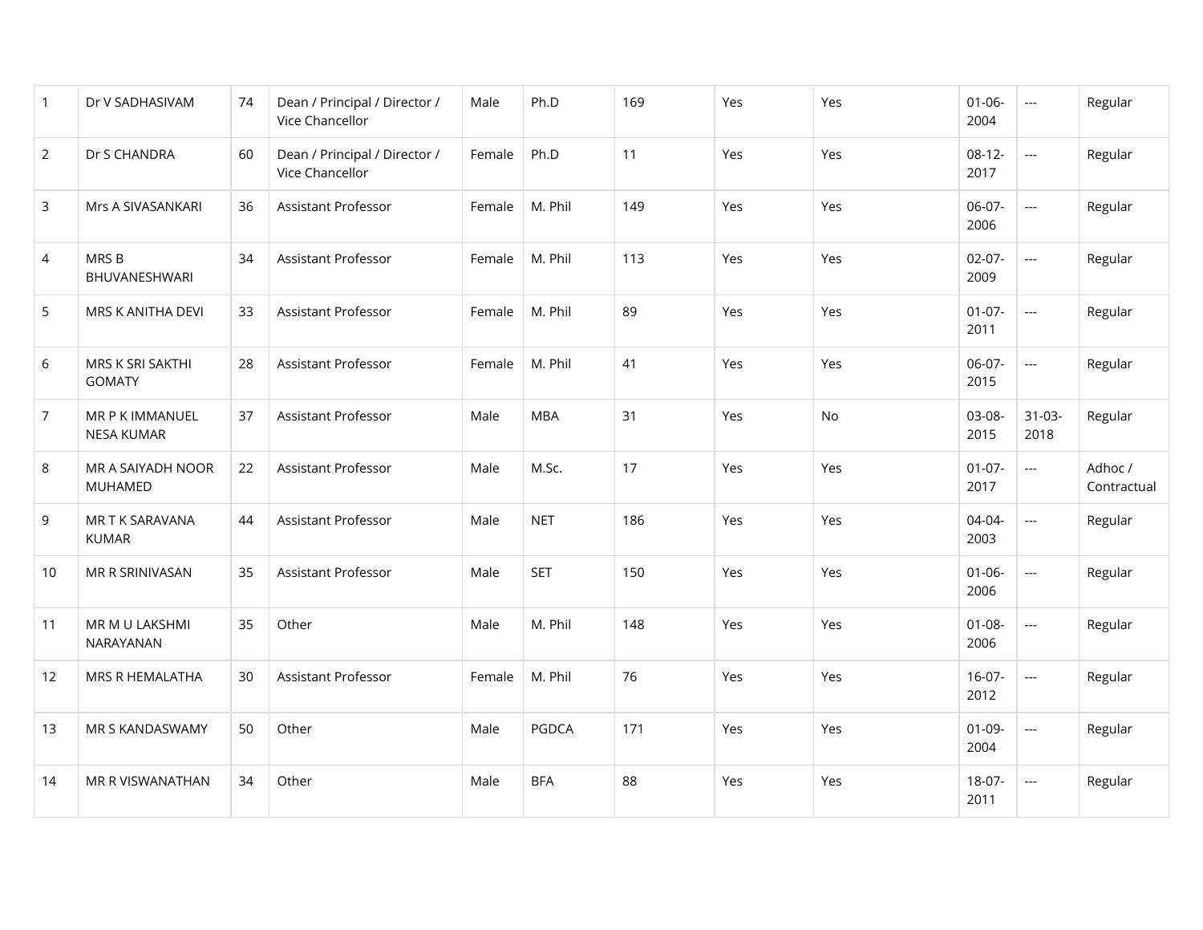| | | | | | | | | | | | |
|---|---|---|---|---|---|---|---|---|---|---|---|
| 1 | Dr V SADHASIVAM | 74 | Dean / Principal / Director / Vice Chancellor | Male | Ph.D | 169 | Yes | Yes | 01-06-2004 | --- | Regular |
| 2 | Dr S CHANDRA | 60 | Dean / Principal / Director / Vice Chancellor | Female | Ph.D | 11 | Yes | Yes | 08-12-2017 | --- | Regular |
| 3 | Mrs A SIVASANKARI | 36 | Assistant Professor | Female | M. Phil | 149 | Yes | Yes | 06-07-2006 | --- | Regular |
| 4 | MRS B BHUVANESHWARI | 34 | Assistant Professor | Female | M. Phil | 113 | Yes | Yes | 02-07-2009 | --- | Regular |
| 5 | MRS K ANITHA DEVI | 33 | Assistant Professor | Female | M. Phil | 89 | Yes | Yes | 01-07-2011 | --- | Regular |
| 6 | MRS K SRI SAKTHI GOMATY | 28 | Assistant Professor | Female | M. Phil | 41 | Yes | Yes | 06-07-2015 | --- | Regular |
| 7 | MR P K IMMANUEL NESA KUMAR | 37 | Assistant Professor | Male | MBA | 31 | Yes | No | 03-08-2015 | 31-03-2018 | Regular |
| 8 | MR A SAIYADH NOOR MUHAMED | 22 | Assistant Professor | Male | M.Sc. | 17 | Yes | Yes | 01-07-2017 | --- | Adhoc / Contractual |
| 9 | MR T K SARAVANA KUMAR | 44 | Assistant Professor | Male | NET | 186 | Yes | Yes | 04-04-2003 | --- | Regular |
| 10 | MR R SRINIVASAN | 35 | Assistant Professor | Male | SET | 150 | Yes | Yes | 01-06-2006 | --- | Regular |
| 11 | MR M U LAKSHMI NARAYANAN | 35 | Other | Male | M. Phil | 148 | Yes | Yes | 01-08-2006 | --- | Regular |
| 12 | MRS R HEMALATHA | 30 | Assistant Professor | Female | M. Phil | 76 | Yes | Yes | 16-07-2012 | --- | Regular |
| 13 | MR S KANDASWAMY | 50 | Other | Male | PGDCA | 171 | Yes | Yes | 01-09-2004 | --- | Regular |
| 14 | MR R VISWANATHAN | 34 | Other | Male | BFA | 88 | Yes | Yes | 18-07-2011 | --- | Regular |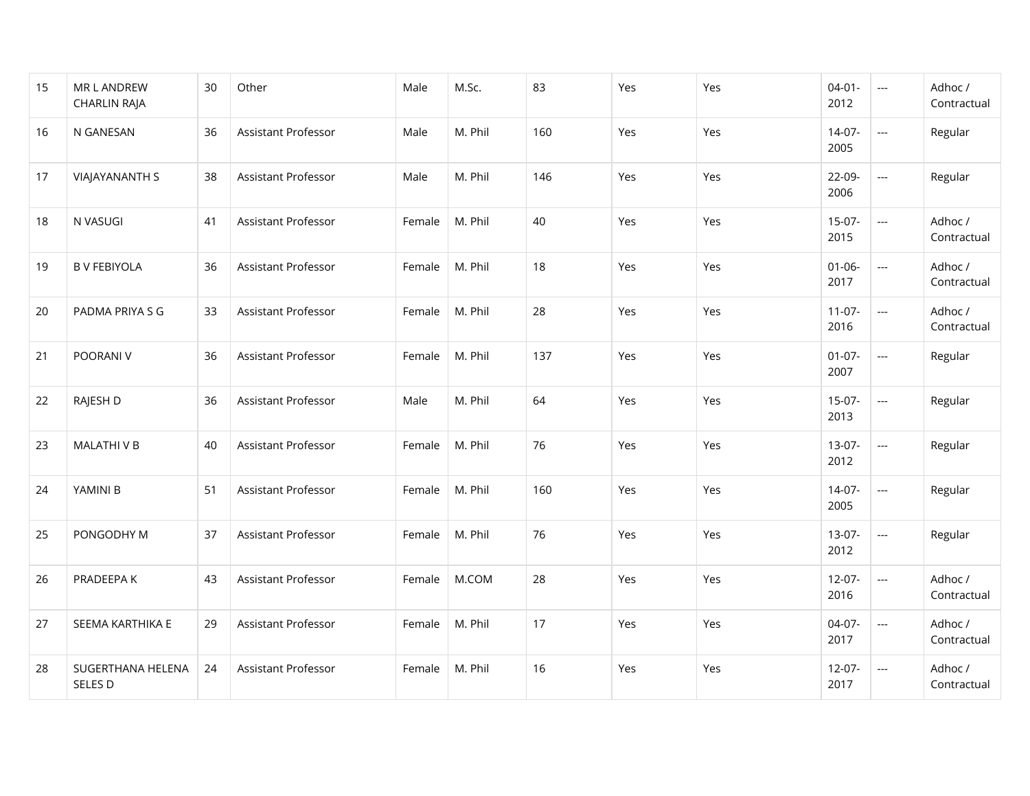| 15 | MR L ANDREW CHARLIN RAJA | 30 | Other | Male | M.Sc. | 83 | Yes | Yes | 04-01-2012 | --- | Adhoc / Contractual |
|---|---|---|---|---|---|---|---|---|---|---|---|
| 16 | N GANESAN | 36 | Assistant Professor | Male | M. Phil | 160 | Yes | Yes | 14-07-2005 | --- | Regular |
| 17 | VIAJAYANANTH S | 38 | Assistant Professor | Male | M. Phil | 146 | Yes | Yes | 22-09-2006 | --- | Regular |
| 18 | N VASUGI | 41 | Assistant Professor | Female | M. Phil | 40 | Yes | Yes | 15-07-2015 | --- | Adhoc / Contractual |
| 19 | B V FEBIYOLA | 36 | Assistant Professor | Female | M. Phil | 18 | Yes | Yes | 01-06-2017 | --- | Adhoc / Contractual |
| 20 | PADMA PRIYA S G | 33 | Assistant Professor | Female | M. Phil | 28 | Yes | Yes | 11-07-2016 | --- | Adhoc / Contractual |
| 21 | POORANI V | 36 | Assistant Professor | Female | M. Phil | 137 | Yes | Yes | 01-07-2007 | --- | Regular |
| 22 | RAJESH D | 36 | Assistant Professor | Male | M. Phil | 64 | Yes | Yes | 15-07-2013 | --- | Regular |
| 23 | MALATHI V B | 40 | Assistant Professor | Female | M. Phil | 76 | Yes | Yes | 13-07-2012 | --- | Regular |
| 24 | YAMINI B | 51 | Assistant Professor | Female | M. Phil | 160 | Yes | Yes | 14-07-2005 | --- | Regular |
| 25 | PONGODHY M | 37 | Assistant Professor | Female | M. Phil | 76 | Yes | Yes | 13-07-2012 | --- | Regular |
| 26 | PRADEEPA K | 43 | Assistant Professor | Female | M.COM | 28 | Yes | Yes | 12-07-2016 | --- | Adhoc / Contractual |
| 27 | SEEMA KARTHIKA E | 29 | Assistant Professor | Female | M. Phil | 17 | Yes | Yes | 04-07-2017 | --- | Adhoc / Contractual |
| 28 | SUGERTHANA HELENA SELES D | 24 | Assistant Professor | Female | M. Phil | 16 | Yes | Yes | 12-07-2017 | --- | Adhoc / Contractual |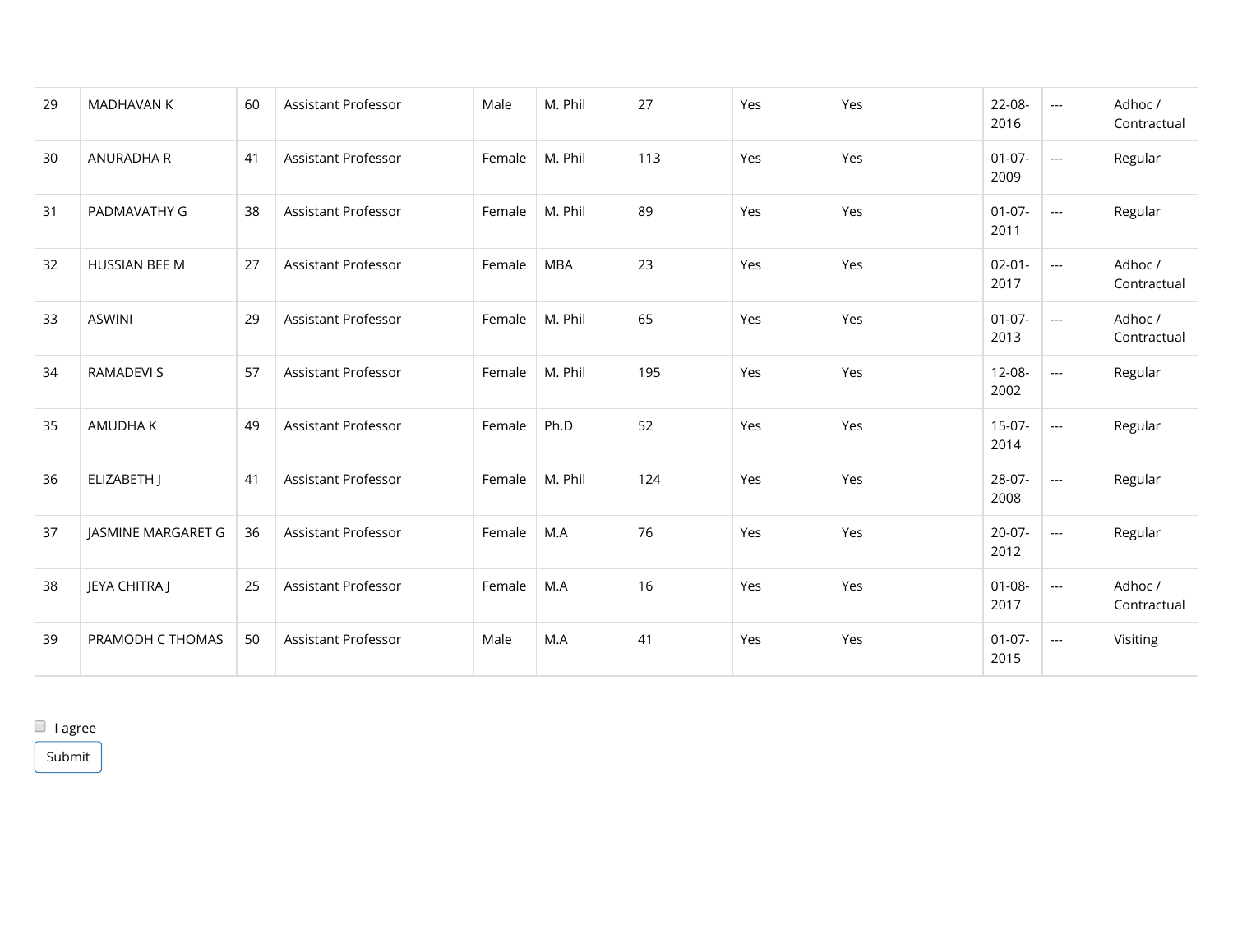| | | | | | | | | | | | |
|---|---|---|---|---|---|---|---|---|---|---|---|
| 29 | MADHAVAN K | 60 | Assistant Professor | Male | M. Phil | 27 | Yes | Yes | 22-08-2016 | --- | Adhoc / Contractual |
| 30 | ANURADHA R | 41 | Assistant Professor | Female | M. Phil | 113 | Yes | Yes | 01-07-2009 | --- | Regular |
| 31 | PADMAVATHY G | 38 | Assistant Professor | Female | M. Phil | 89 | Yes | Yes | 01-07-2011 | --- | Regular |
| 32 | HUSSIAN BEE M | 27 | Assistant Professor | Female | MBA | 23 | Yes | Yes | 02-01-2017 | --- | Adhoc / Contractual |
| 33 | ASWINI | 29 | Assistant Professor | Female | M. Phil | 65 | Yes | Yes | 01-07-2013 | --- | Adhoc / Contractual |
| 34 | RAMADEVI S | 57 | Assistant Professor | Female | M. Phil | 195 | Yes | Yes | 12-08-2002 | --- | Regular |
| 35 | AMUDHA K | 49 | Assistant Professor | Female | Ph.D | 52 | Yes | Yes | 15-07-2014 | --- | Regular |
| 36 | ELIZABETH J | 41 | Assistant Professor | Female | M. Phil | 124 | Yes | Yes | 28-07-2008 | --- | Regular |
| 37 | JASMINE MARGARET G | 36 | Assistant Professor | Female | M.A | 76 | Yes | Yes | 20-07-2012 | --- | Regular |
| 38 | JEYA CHITRA J | 25 | Assistant Professor | Female | M.A | 16 | Yes | Yes | 01-08-2017 | --- | Adhoc / Contractual |
| 39 | PRAMODH C THOMAS | 50 | Assistant Professor | Male | M.A | 41 | Yes | Yes | 01-07-2015 | --- | Visiting |

☐ I agree

Submit